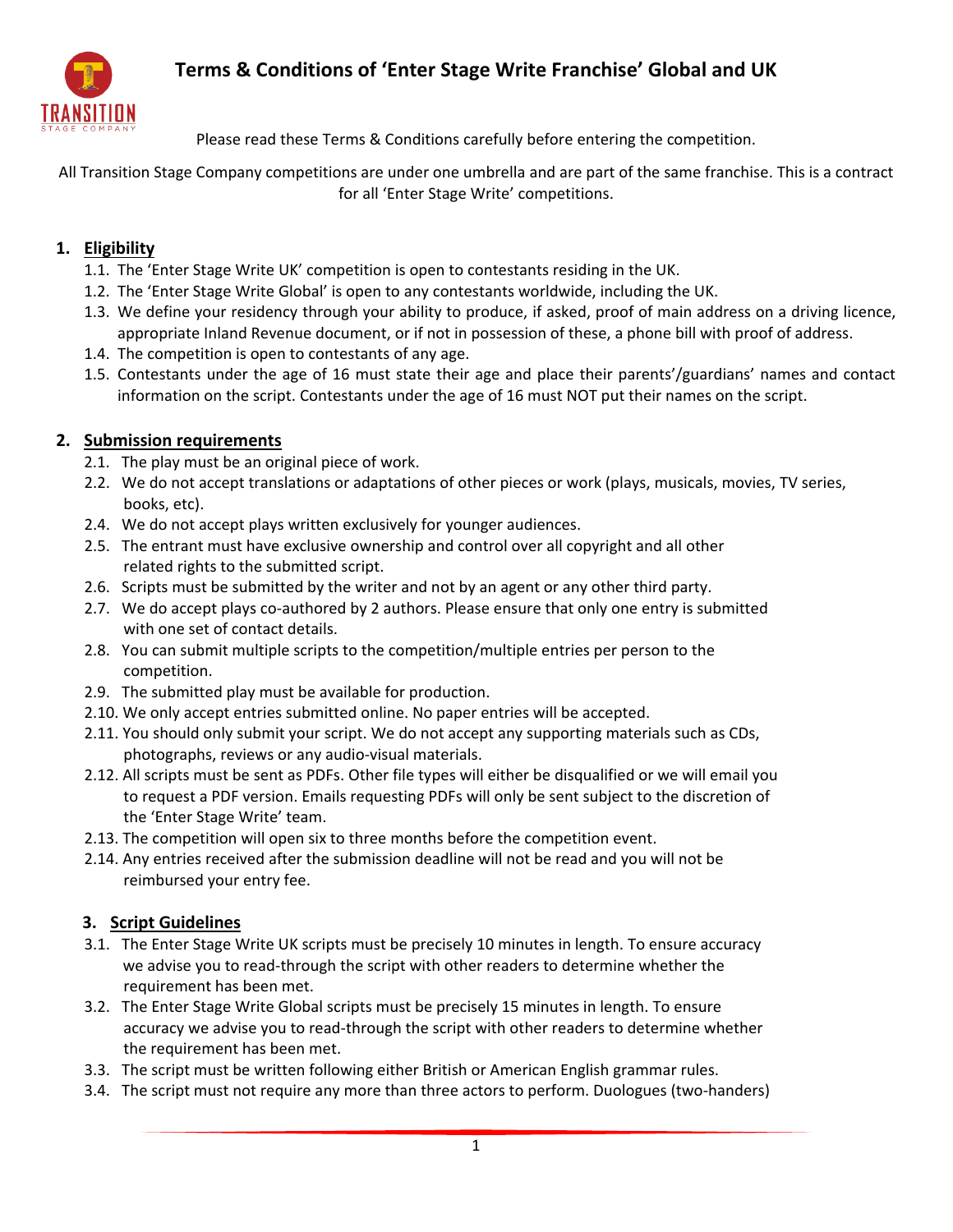# Terms & Conditions of 'Enter Stage Write Franchise' Global and UK

Please read these Terms & Conditions carefully before entering the competition.

All Transition Stage Company competitions are under one umbrella and are part of the same franchise. This is a contract for all 'Enter Stage Write' competitions.

## 1. Eligibility

1.1. The 'Enter Stage Write UK' competition is open to contestants residing in the UK.

1.2. The 'Enter Stage Write Global' is open to any contestants worldwide, including the UK.

1.3. We define your residency through your ability to produce, if asked, proof of main address on a driving licence, appropriate Inland Revenue document, or if not in possession of these, a phone bill with proof of address.

1.4. The competition is open to contestants of any age.

1.5. Contestants under the age of 16 must state their age and place their parents'/guardians' names and contact information on the script. Contestants under the age of 16 must NOT put their names on the script.

## 2. Submission requirements

2.1. The play must be an original piece of work.

2.2. We do not accept translations or adaptations of other pieces or work (plays, musicals, movies, TV series, books, etc).

2.4. We do not accept plays written exclusively for younger audiences.

2.5. The entrant must have exclusive ownership and control over all copyright and all other related rights to the submitted script.

2.6. Scripts must be submitted by the writer and not by an agent or any other third party.

2.7. We do accept plays co-authored by 2 authors. Please ensure that only one entry is submitted with one set of contact details.

2.8. You can submit multiple scripts to the competition/multiple entries per person to the competition.

2.9. The submitted play must be available for production.

2.10. We only accept entries submitted online. No paper entries will be accepted.

2.11. You should only submit your script. We do not accept any supporting materials such as CDs, photographs, reviews or any audio-visual materials.

2.12. All scripts must be sent as PDFs. Other file types will either be disqualified or we will email you to request a PDF version. Emails requesting PDFs will only be sent subject to the discretion of the 'Enter Stage Write' team.

2.13. The competition will open six to three months before the competition event.

2.14. Any entries received after the submission deadline will not be read and you will not be reimbursed your entry fee.

## 3. Script Guidelines

3.1. The Enter Stage Write UK scripts must be precisely 10 minutes in length. To ensure accuracy we advise you to read-through the script with other readers to determine whether the requirement has been met.

3.2. The Enter Stage Write Global scripts must be precisely 15 minutes in length. To ensure accuracy we advise you to read-through the script with other readers to determine whether the requirement has been met.

3.3. The script must be written following either British or American English grammar rules.

3.4. The script must not require any more than three actors to perform. Duologues (two-handers)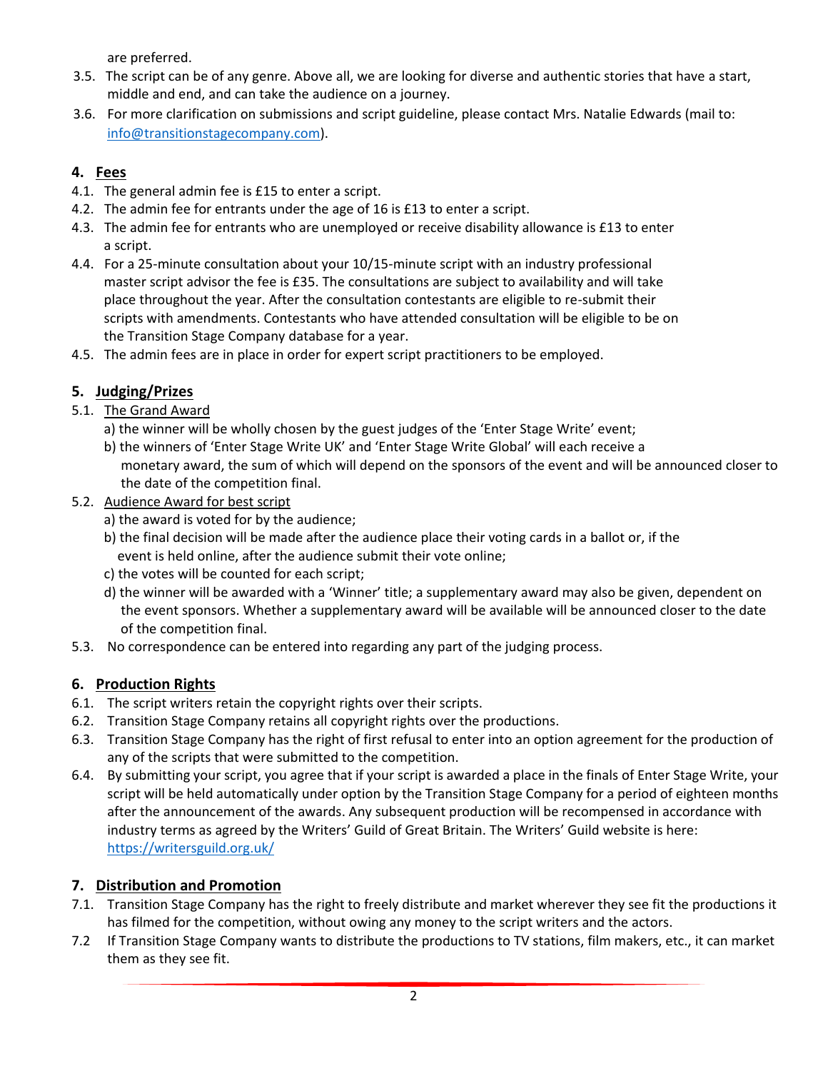are preferred.

3.5. The script can be of any genre. Above all, we are looking for diverse and authentic stories that have a start, middle and end, and can take the audience on a journey.

3.6. For more clarification on submissions and script guideline, please contact Mrs. Natalie Edwards (mail to: info@transitionstagecompany.com).

## 4. Fees

4.1. The general admin fee is £15 to enter a script.

4.2. The admin fee for entrants under the age of 16 is £13 to enter a script.

4.3. The admin fee for entrants who are unemployed or receive disability allowance is £13 to enter a script.

4.4. For a 25-minute consultation about your 10/15-minute script with an industry professional master script advisor the fee is £35. The consultations are subject to availability and will take place throughout the year. After the consultation contestants are eligible to re-submit their scripts with amendments. Contestants who have attended consultation will be eligible to be on the Transition Stage Company database for a year.

4.5. The admin fees are in place in order for expert script practitioners to be employed.

## 5. Judging/Prizes

5.1. The Grand Award

a) the winner will be wholly chosen by the guest judges of the 'Enter Stage Write' event;

b) the winners of 'Enter Stage Write UK' and 'Enter Stage Write Global' will each receive a monetary award, the sum of which will depend on the sponsors of the event and will be announced closer to the date of the competition final.

5.2. Audience Award for best script

a) the award is voted for by the audience;

b) the final decision will be made after the audience place their voting cards in a ballot or, if the event is held online, after the audience submit their vote online;

c) the votes will be counted for each script;

d) the winner will be awarded with a 'Winner' title; a supplementary award may also be given, dependent on the event sponsors. Whether a supplementary award will be available will be announced closer to the date of the competition final.

5.3. No correspondence can be entered into regarding any part of the judging process.

## 6. Production Rights

6.1. The script writers retain the copyright rights over their scripts.

6.2. Transition Stage Company retains all copyright rights over the productions.

6.3. Transition Stage Company has the right of first refusal to enter into an option agreement for the production of any of the scripts that were submitted to the competition.

6.4. By submitting your script, you agree that if your script is awarded a place in the finals of Enter Stage Write, your script will be held automatically under option by the Transition Stage Company for a period of eighteen months after the announcement of the awards. Any subsequent production will be recompensed in accordance with industry terms as agreed by the Writers' Guild of Great Britain. The Writers' Guild website is here: https://writersguild.org.uk/

## 7. Distribution and Promotion

7.1. Transition Stage Company has the right to freely distribute and market wherever they see fit the productions it has filmed for the competition, without owing any money to the script writers and the actors.

7.2 If Transition Stage Company wants to distribute the productions to TV stations, film makers, etc., it can market them as they see fit.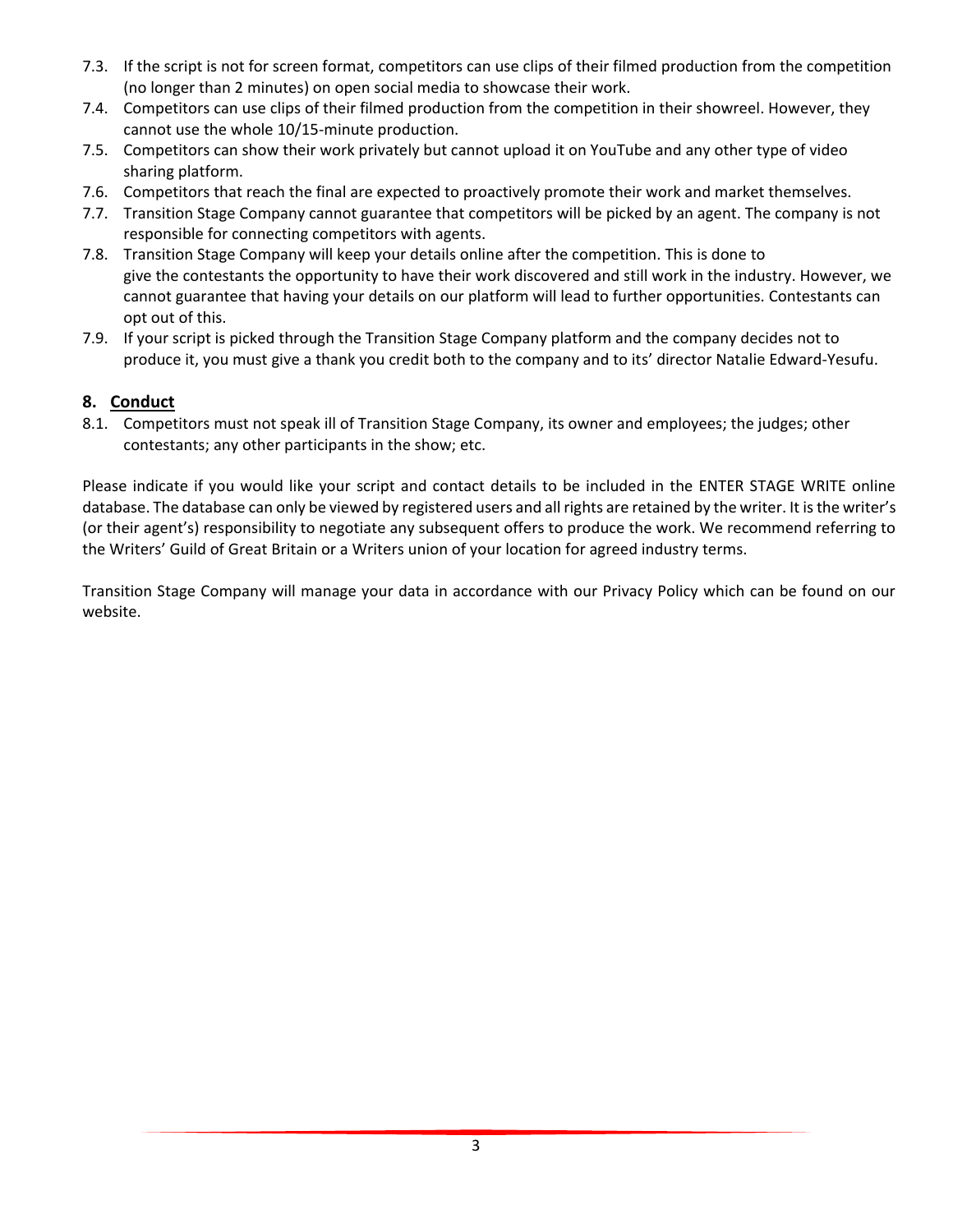7.3. If the script is not for screen format, competitors can use clips of their filmed production from the competition (no longer than 2 minutes) on open social media to showcase their work.

7.4. Competitors can use clips of their filmed production from the competition in their showreel. However, they cannot use the whole 10/15-minute production.

7.5. Competitors can show their work privately but cannot upload it on YouTube and any other type of video sharing platform.

7.6. Competitors that reach the final are expected to proactively promote their work and market themselves.

7.7. Transition Stage Company cannot guarantee that competitors will be picked by an agent. The company is not responsible for connecting competitors with agents.

7.8. Transition Stage Company will keep your details online after the competition. This is done to give the contestants the opportunity to have their work discovered and still work in the industry. However, we cannot guarantee that having your details on our platform will lead to further opportunities. Contestants can opt out of this.

7.9. If your script is picked through the Transition Stage Company platform and the company decides not to produce it, you must give a thank you credit both to the company and to its' director Natalie Edward-Yesufu.

## 8. Conduct

8.1. Competitors must not speak ill of Transition Stage Company, its owner and employees; the judges; other contestants; any other participants in the show; etc.

Please indicate if you would like your script and contact details to be included in the ENTER STAGE WRITE online database. The database can only be viewed by registered users and all rights are retained by the writer. It is the writer's (or their agent's) responsibility to negotiate any subsequent offers to produce the work. We recommend referring to the Writers' Guild of Great Britain or a Writers union of your location for agreed industry terms.

Transition Stage Company will manage your data in accordance with our Privacy Policy which can be found on our website.